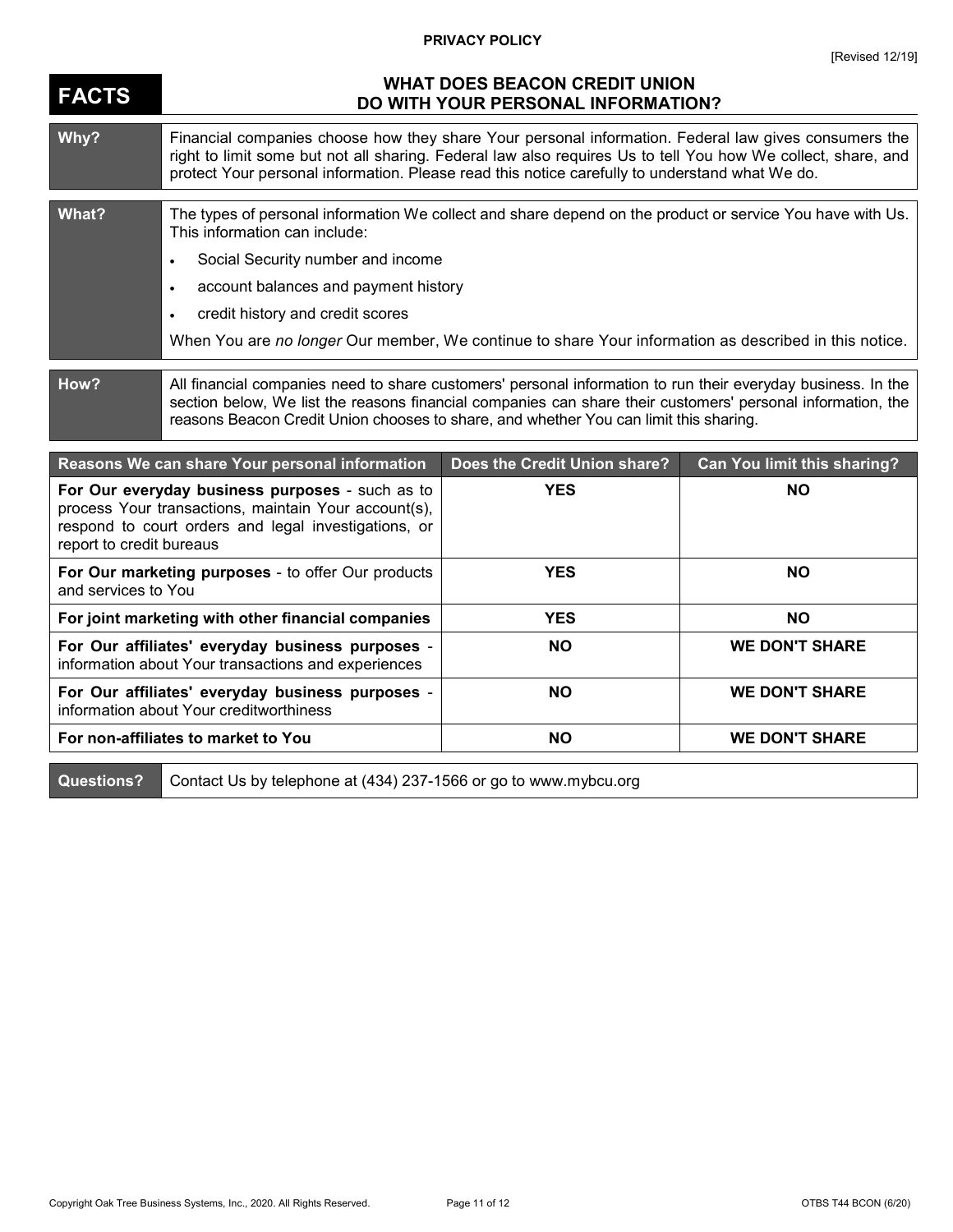**PRIVACY POLICY**

[Revised 12/19]

# FACTS

## WHAT DOES BEACON CREDIT UNION DO WITH YOUR PERSONAL INFORMATION?

**Why?**

Financial companies choose how they share Your personal information. Federal law gives consumers the right to limit some but not all sharing. Federal law also requires Us to tell You how We collect, share, and protect Your personal information. Please read this notice carefully to understand what We do.

**What?**

The types of personal information We collect and share depend on the product or service You have with Us. This information can include:

- Social Security number and income
- account balances and payment history
- credit history and credit scores

When You are *no longer* Our member, We continue to share Your information as described in this notice.

**How?**

All financial companies need to share customers' personal information to run their everyday business. In the section below, We list the reasons financial companies can share their customers' personal information, the reasons Beacon Credit Union chooses to share, and whether You can limit this sharing.

| Reasons We can share Your personal information | Does the Credit Union share? | Can You limit this sharing? |
| --- | --- | --- |
| **For Our everyday business purposes** - such as to process Your transactions, maintain Your account(s), respond to court orders and legal investigations, or report to credit bureaus | **YES** | **NO** |
| **For Our marketing purposes** - to offer Our products and services to You | **YES** | **NO** |
| **For joint marketing with other financial companies** | **YES** | **NO** |
| **For Our affiliates' everyday business purposes** - information about Your transactions and experiences | **NO** | **WE DON'T SHARE** |
| **For Our affiliates' everyday business purposes** - information about Your creditworthiness | **NO** | **WE DON'T SHARE** |
| **For non-affiliates to market to You** | **NO** | **WE DON'T SHARE** |

**Questions?** Contact Us by telephone at (434) 237-1566 or go to www.mybcu.org

Copyright Oak Tree Business Systems, Inc., 2020. All Rights Reserved. OTBS T44 BCON (6/20)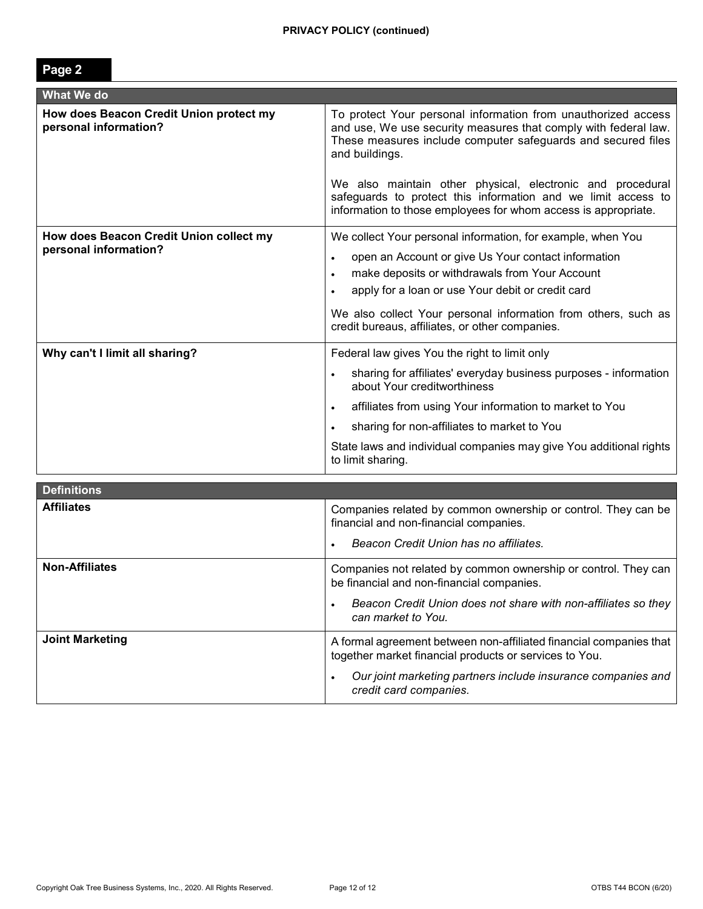**PRIVACY POLICY (continued)**

## Page 2

| What We do | |
|---|---|
| **How does Beacon Credit Union protect my personal information?** | To protect Your personal information from unauthorized access and use, We use security measures that comply with federal law. These measures include computer safeguards and secured files and buildings.<br><br>We also maintain other physical, electronic and procedural safeguards to protect this information and we limit access to information to those employees for whom access is appropriate. |
| **How does Beacon Credit Union collect my personal information?** | We collect Your personal information, for example, when You<br>• open an Account or give Us Your contact information<br>• make deposits or withdrawals from Your Account<br>• apply for a loan or use Your debit or credit card<br><br>We also collect Your personal information from others, such as credit bureaus, affiliates, or other companies. |
| **Why can't I limit all sharing?** | Federal law gives You the right to limit only<br>• sharing for affiliates' everyday business purposes - information about Your creditworthiness<br>• affiliates from using Your information to market to You<br>• sharing for non-affiliates to market to You<br><br>State laws and individual companies may give You additional rights to limit sharing. |

| Definitions | |
|---|---|
| **Affiliates** | Companies related by common ownership or control. They can be financial and non-financial companies.<br>• *Beacon Credit Union has no affiliates.* |
| **Non-Affiliates** | Companies not related by common ownership or control. They can be financial and non-financial companies.<br>• *Beacon Credit Union does not share with non-affiliates so they can market to You.* |
| **Joint Marketing** | A formal agreement between non-affiliated financial companies that together market financial products or services to You.<br>• *Our joint marketing partners include insurance companies and credit card companies.* |

Copyright Oak Tree Business Systems, Inc., 2020. All Rights Reserved. OTBS T44 BCON (6/20)